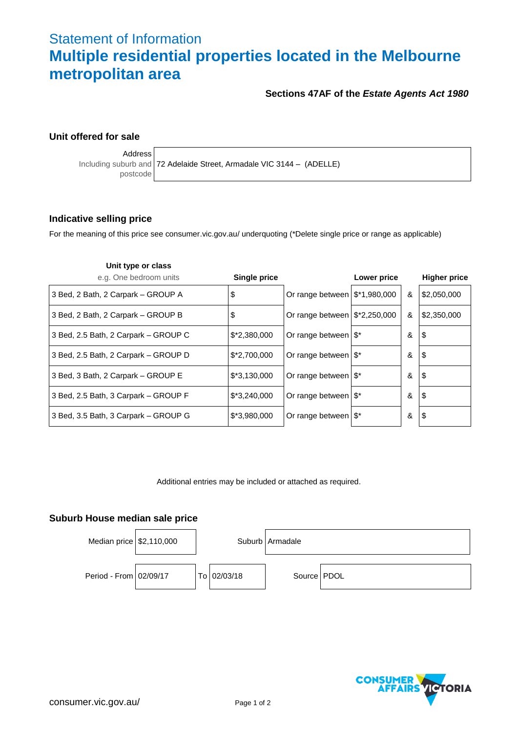# Statement of Information

# Multiple residential properties located in the Melbourne metropolitan area

**Sections 47AF of the *Estate Agents Act 1980***

## Unit offered for sale

| Address Including suburb and postcode | 72 Adelaide Street, Armadale VIC 3144 – (ADELLE) |
|---|---|

## Indicative selling price

For the meaning of this price see consumer.vic.gov.au/ underquoting (*Delete single price or range as applicable)

| Unit type or class e.g. One bedroom units | Single price | | Lower price | | Higher price |
|---|---|---|---|---|---|
| 3 Bed, 2 Bath, 2 Carpark – GROUP A | $ | Or range between | $*1,980,000 | & | $2,050,000 |
| 3 Bed, 2 Bath, 2 Carpark – GROUP B | $ | Or range between | $*2,250,000 | & | $2,350,000 |
| 3 Bed, 2.5 Bath, 2 Carpark – GROUP C | $*2,380,000 | Or range between | $* | & | $ |
| 3 Bed, 2.5 Bath, 2 Carpark – GROUP D | $*2,700,000 | Or range between | $* | & | $ |
| 3 Bed, 3 Bath, 2 Carpark – GROUP E | $*3,130,000 | Or range between | $* | & | $ |
| 3 Bed, 2.5 Bath, 3 Carpark – GROUP F | $*3,240,000 | Or range between | $* | & | $ |
| 3 Bed, 3.5 Bath, 3 Carpark – GROUP G | $*3,980,000 | Or range between | $* | & | $ |

Additional entries may be included or attached as required.

## Suburb House median sale price

| Median price | $2,110,000 | | | Suburb | Armadale |
|---|---|---|---|---|---|
| Period - From | 02/09/17 | To | 02/03/18 | Source | PDOL |

consumer.vic.gov.au/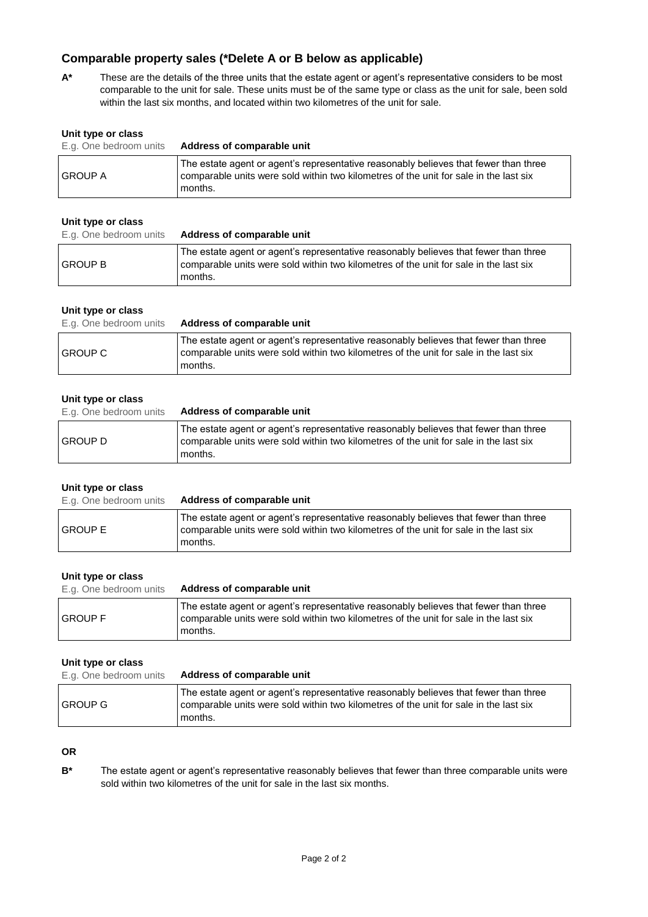## Comparable property sales (*Delete A or B below as applicable)

**A*** These are the details of the three units that the estate agent or agent's representative considers to be most comparable to the unit for sale. These units must be of the same type or class as the unit for sale, been sold within the last six months, and located within two kilometres of the unit for sale.

**Unit type or class**

| E.g. One bedroom units | **Address of comparable unit** |
|---|---|
| GROUP A | The estate agent or agent's representative reasonably believes that fewer than three comparable units were sold within two kilometres of the unit for sale in the last six months. |

**Unit type or class**

| E.g. One bedroom units | **Address of comparable unit** |
|---|---|
| GROUP B | The estate agent or agent's representative reasonably believes that fewer than three comparable units were sold within two kilometres of the unit for sale in the last six months. |

**Unit type or class**

| E.g. One bedroom units | **Address of comparable unit** |
|---|---|
| GROUP C | The estate agent or agent's representative reasonably believes that fewer than three comparable units were sold within two kilometres of the unit for sale in the last six months. |

**Unit type or class**

| E.g. One bedroom units | **Address of comparable unit** |
|---|---|
| GROUP D | The estate agent or agent's representative reasonably believes that fewer than three comparable units were sold within two kilometres of the unit for sale in the last six months. |

**Unit type or class**

| E.g. One bedroom units | **Address of comparable unit** |
|---|---|
| GROUP E | The estate agent or agent's representative reasonably believes that fewer than three comparable units were sold within two kilometres of the unit for sale in the last six months. |

**Unit type or class**

| E.g. One bedroom units | **Address of comparable unit** |
|---|---|
| GROUP F | The estate agent or agent's representative reasonably believes that fewer than three comparable units were sold within two kilometres of the unit for sale in the last six months. |

**Unit type or class**

| E.g. One bedroom units | **Address of comparable unit** |
|---|---|
| GROUP G | The estate agent or agent's representative reasonably believes that fewer than three comparable units were sold within two kilometres of the unit for sale in the last six months. |

**OR**

**B*** The estate agent or agent's representative reasonably believes that fewer than three comparable units were sold within two kilometres of the unit for sale in the last six months.